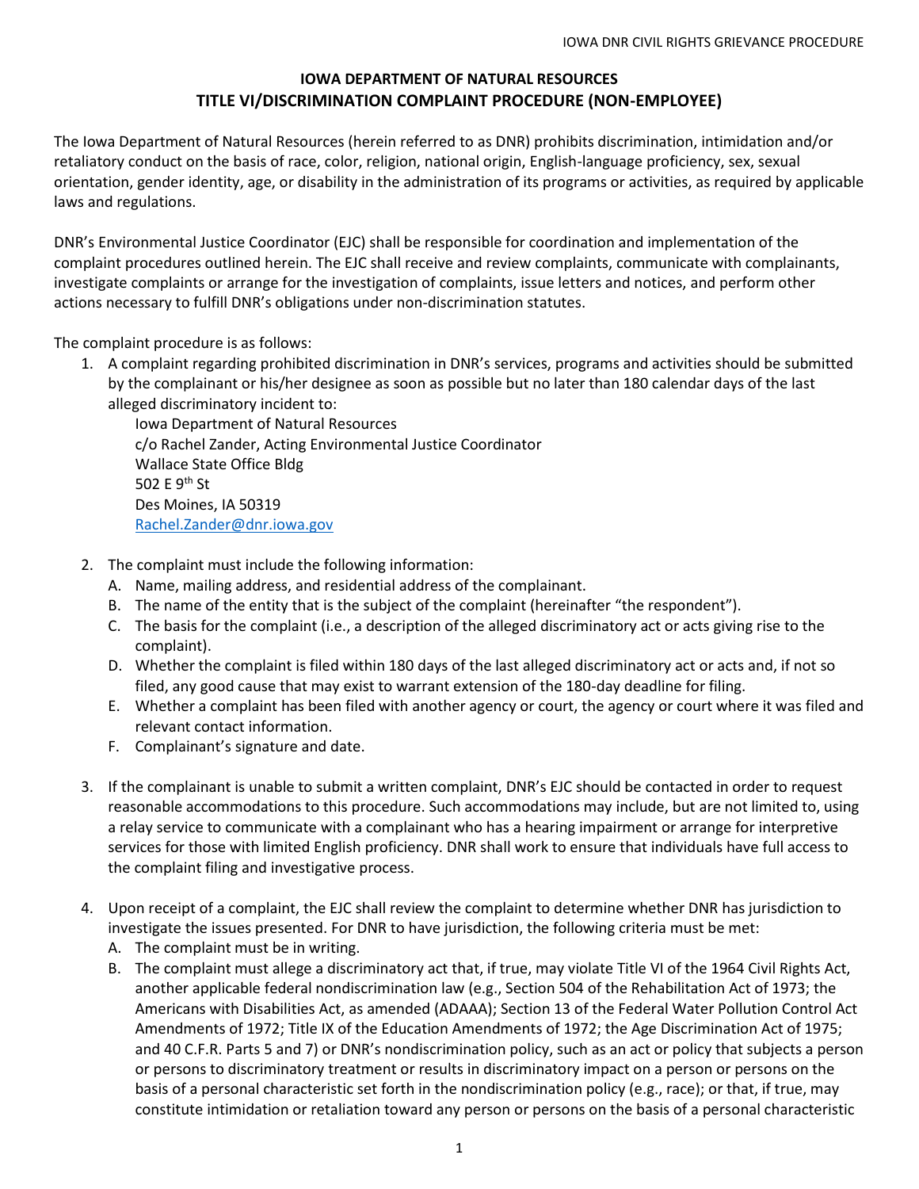# IOWA DEPARTMENT OF NATURAL RESOURCES
## TITLE VI/DISCRIMINATION COMPLAINT PROCEDURE (NON-EMPLOYEE)

The Iowa Department of Natural Resources (herein referred to as DNR) prohibits discrimination, intimidation and/or retaliatory conduct on the basis of race, color, religion, national origin, English-language proficiency, sex, sexual orientation, gender identity, age, or disability in the administration of its programs or activities, as required by applicable laws and regulations.

DNR's Environmental Justice Coordinator (EJC) shall be responsible for coordination and implementation of the complaint procedures outlined herein. The EJC shall receive and review complaints, communicate with complainants, investigate complaints or arrange for the investigation of complaints, issue letters and notices, and perform other actions necessary to fulfill DNR's obligations under non-discrimination statutes.

The complaint procedure is as follows:

1. A complaint regarding prohibited discrimination in DNR's services, programs and activities should be submitted by the complainant or his/her designee as soon as possible but no later than 180 calendar days of the last alleged discriminatory incident to:

   Iowa Department of Natural Resources
   c/o Rachel Zander, Acting Environmental Justice Coordinator
   Wallace State Office Bldg
   502 E 9th St
   Des Moines, IA 50319
   Rachel.Zander@dnr.iowa.gov

2. The complaint must include the following information:
   A. Name, mailing address, and residential address of the complainant.
   B. The name of the entity that is the subject of the complaint (hereinafter "the respondent").
   C. The basis for the complaint (i.e., a description of the alleged discriminatory act or acts giving rise to the complaint).
   D. Whether the complaint is filed within 180 days of the last alleged discriminatory act or acts and, if not so filed, any good cause that may exist to warrant extension of the 180-day deadline for filing.
   E. Whether a complaint has been filed with another agency or court, the agency or court where it was filed and relevant contact information.
   F. Complainant's signature and date.

3. If the complainant is unable to submit a written complaint, DNR's EJC should be contacted in order to request reasonable accommodations to this procedure. Such accommodations may include, but are not limited to, using a relay service to communicate with a complainant who has a hearing impairment or arrange for interpretive services for those with limited English proficiency. DNR shall work to ensure that individuals have full access to the complaint filing and investigative process.

4. Upon receipt of a complaint, the EJC shall review the complaint to determine whether DNR has jurisdiction to investigate the issues presented. For DNR to have jurisdiction, the following criteria must be met:
   A. The complaint must be in writing.
   B. The complaint must allege a discriminatory act that, if true, may violate Title VI of the 1964 Civil Rights Act, another applicable federal nondiscrimination law (e.g., Section 504 of the Rehabilitation Act of 1973; the Americans with Disabilities Act, as amended (ADAAA); Section 13 of the Federal Water Pollution Control Act Amendments of 1972; Title IX of the Education Amendments of 1972; the Age Discrimination Act of 1975; and 40 C.F.R. Parts 5 and 7) or DNR's nondiscrimination policy, such as an act or policy that subjects a person or persons to discriminatory treatment or results in discriminatory impact on a person or persons on the basis of a personal characteristic set forth in the nondiscrimination policy (e.g., race); or that, if true, may constitute intimidation or retaliation toward any person or persons on the basis of a personal characteristic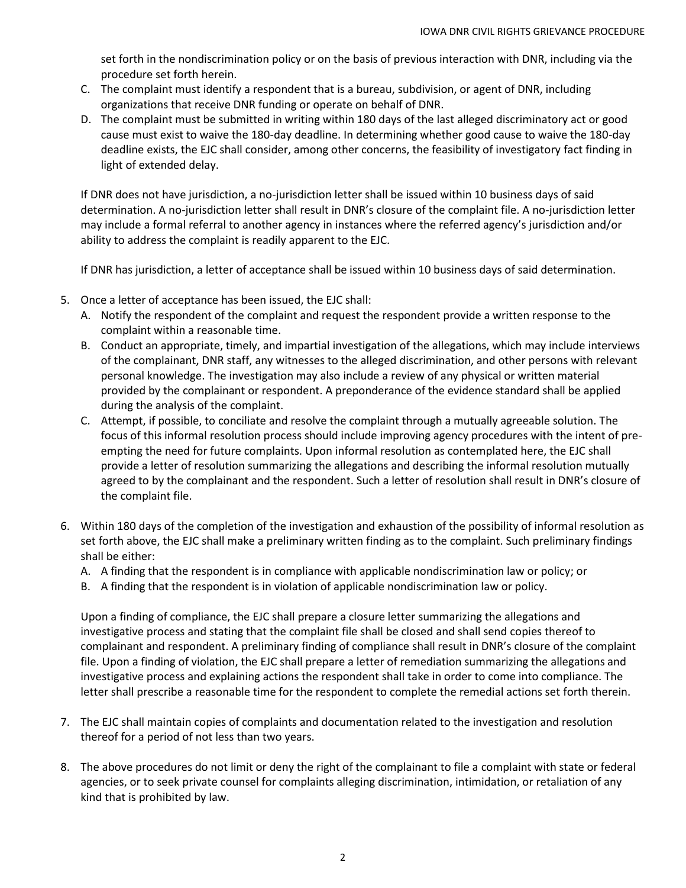set forth in the nondiscrimination policy or on the basis of previous interaction with DNR, including via the procedure set forth herein.

C. The complaint must identify a respondent that is a bureau, subdivision, or agent of DNR, including organizations that receive DNR funding or operate on behalf of DNR.
D. The complaint must be submitted in writing within 180 days of the last alleged discriminatory act or good cause must exist to waive the 180-day deadline. In determining whether good cause to waive the 180-day deadline exists, the EJC shall consider, among other concerns, the feasibility of investigatory fact finding in light of extended delay.

If DNR does not have jurisdiction, a no-jurisdiction letter shall be issued within 10 business days of said determination. A no-jurisdiction letter shall result in DNR's closure of the complaint file. A no-jurisdiction letter may include a formal referral to another agency in instances where the referred agency's jurisdiction and/or ability to address the complaint is readily apparent to the EJC.

If DNR has jurisdiction, a letter of acceptance shall be issued within 10 business days of said determination.

5. Once a letter of acceptance has been issued, the EJC shall:
   A. Notify the respondent of the complaint and request the respondent provide a written response to the complaint within a reasonable time.
   B. Conduct an appropriate, timely, and impartial investigation of the allegations, which may include interviews of the complainant, DNR staff, any witnesses to the alleged discrimination, and other persons with relevant personal knowledge. The investigation may also include a review of any physical or written material provided by the complainant or respondent. A preponderance of the evidence standard shall be applied during the analysis of the complaint.
   C. Attempt, if possible, to conciliate and resolve the complaint through a mutually agreeable solution. The focus of this informal resolution process should include improving agency procedures with the intent of pre-empting the need for future complaints. Upon informal resolution as contemplated here, the EJC shall provide a letter of resolution summarizing the allegations and describing the informal resolution mutually agreed to by the complainant and the respondent. Such a letter of resolution shall result in DNR's closure of the complaint file.

6. Within 180 days of the completion of the investigation and exhaustion of the possibility of informal resolution as set forth above, the EJC shall make a preliminary written finding as to the complaint. Such preliminary findings shall be either:
   A. A finding that the respondent is in compliance with applicable nondiscrimination law or policy; or
   B. A finding that the respondent is in violation of applicable nondiscrimination law or policy.

   Upon a finding of compliance, the EJC shall prepare a closure letter summarizing the allegations and investigative process and stating that the complaint file shall be closed and shall send copies thereof to complainant and respondent. A preliminary finding of compliance shall result in DNR's closure of the complaint file. Upon a finding of violation, the EJC shall prepare a letter of remediation summarizing the allegations and investigative process and explaining actions the respondent shall take in order to come into compliance. The letter shall prescribe a reasonable time for the respondent to complete the remedial actions set forth therein.

7. The EJC shall maintain copies of complaints and documentation related to the investigation and resolution thereof for a period of not less than two years.

8. The above procedures do not limit or deny the right of the complainant to file a complaint with state or federal agencies, or to seek private counsel for complaints alleging discrimination, intimidation, or retaliation of any kind that is prohibited by law.